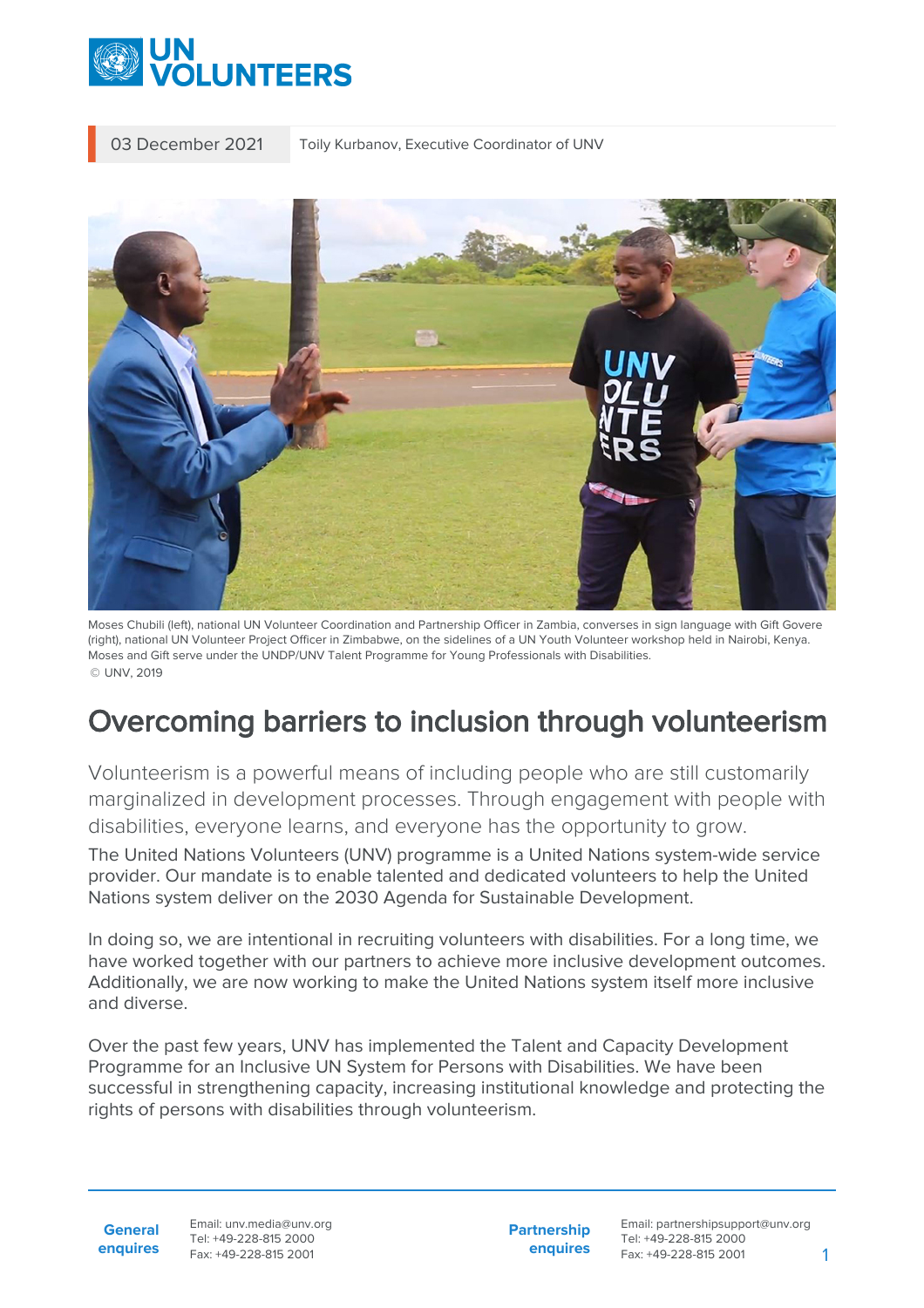03 December 2021 Toily Kurbanov, Executive Coordinator of UNV

Moses Chubili (left), national UN Volunteer Coordination and Partnership Officer in Zambia, converses in sign language with Gift Govere (right), national UN Volunteer Project Officer in Zimbabwe, on the sidelines of a UN Youth Volunteer workshop held in Nairobi, Kenya. Moses and Gift serve under the UNDP/UNV Talent Programme for Young Professionals with Disabilities.
© UNV, 2019

# Overcoming barriers to inclusion through volunteerism

Volunteerism is a powerful means of including people who are still customarily marginalized in development processes. Through engagement with people with disabilities, everyone learns, and everyone has the opportunity to grow.

The United Nations Volunteers (UNV) programme is a United Nations system-wide service provider. Our mandate is to enable talented and dedicated volunteers to help the United Nations system deliver on the 2030 Agenda for Sustainable Development.

In doing so, we are intentional in recruiting volunteers with disabilities. For a long time, we have worked together with our partners to achieve more inclusive development outcomes. Additionally, we are now working to make the United Nations system itself more inclusive and diverse.

Over the past few years, UNV has implemented the Talent and Capacity Development Programme for an Inclusive UN System for Persons with Disabilities. We have been successful in strengthening capacity, increasing institutional knowledge and protecting the rights of persons with disabilities through volunteerism.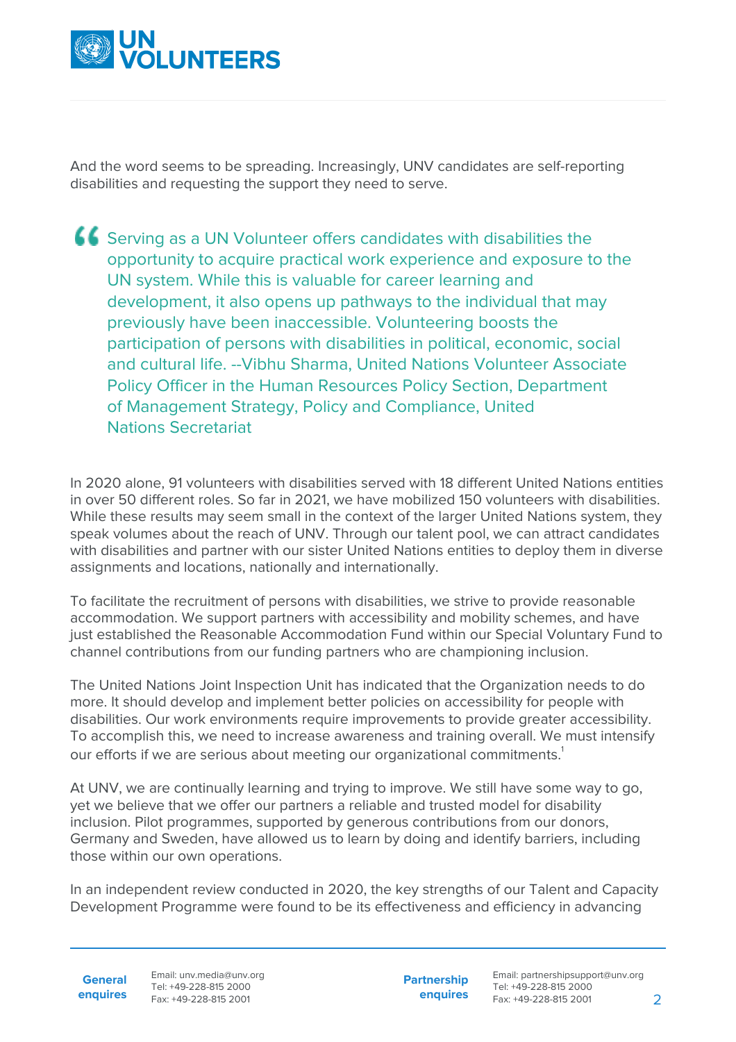And the word seems to be spreading. Increasingly, UNV candidates are self-reporting disabilities and requesting the support they need to serve.

> Serving as a UN Volunteer offers candidates with disabilities the opportunity to acquire practical work experience and exposure to the UN system. While this is valuable for career learning and development, it also opens up pathways to the individual that may previously have been inaccessible. Volunteering boosts the participation of persons with disabilities in political, economic, social and cultural life. --Vibhu Sharma, United Nations Volunteer Associate Policy Officer in the Human Resources Policy Section, Department of Management Strategy, Policy and Compliance, United Nations Secretariat

In 2020 alone, 91 volunteers with disabilities served with 18 different United Nations entities in over 50 different roles. So far in 2021, we have mobilized 150 volunteers with disabilities. While these results may seem small in the context of the larger United Nations system, they speak volumes about the reach of UNV. Through our talent pool, we can attract candidates with disabilities and partner with our sister United Nations entities to deploy them in diverse assignments and locations, nationally and internationally.

To facilitate the recruitment of persons with disabilities, we strive to provide reasonable accommodation. We support partners with accessibility and mobility schemes, and have just established the Reasonable Accommodation Fund within our Special Voluntary Fund to channel contributions from our funding partners who are championing inclusion.

The United Nations Joint Inspection Unit has indicated that the Organization needs to do more. It should develop and implement better policies on accessibility for people with disabilities. Our work environments require improvements to provide greater accessibility. To accomplish this, we need to increase awareness and training overall. We must intensify our efforts if we are serious about meeting our organizational commitments.[1]

At UNV, we are continually learning and trying to improve. We still have some way to go, yet we believe that we offer our partners a reliable and trusted model for disability inclusion. Pilot programmes, supported by generous contributions from our donors, Germany and Sweden, have allowed us to learn by doing and identify barriers, including those within our own operations.

In an independent review conducted in 2020, the key strengths of our Talent and Capacity Development Programme were found to be its effectiveness and efficiency in advancing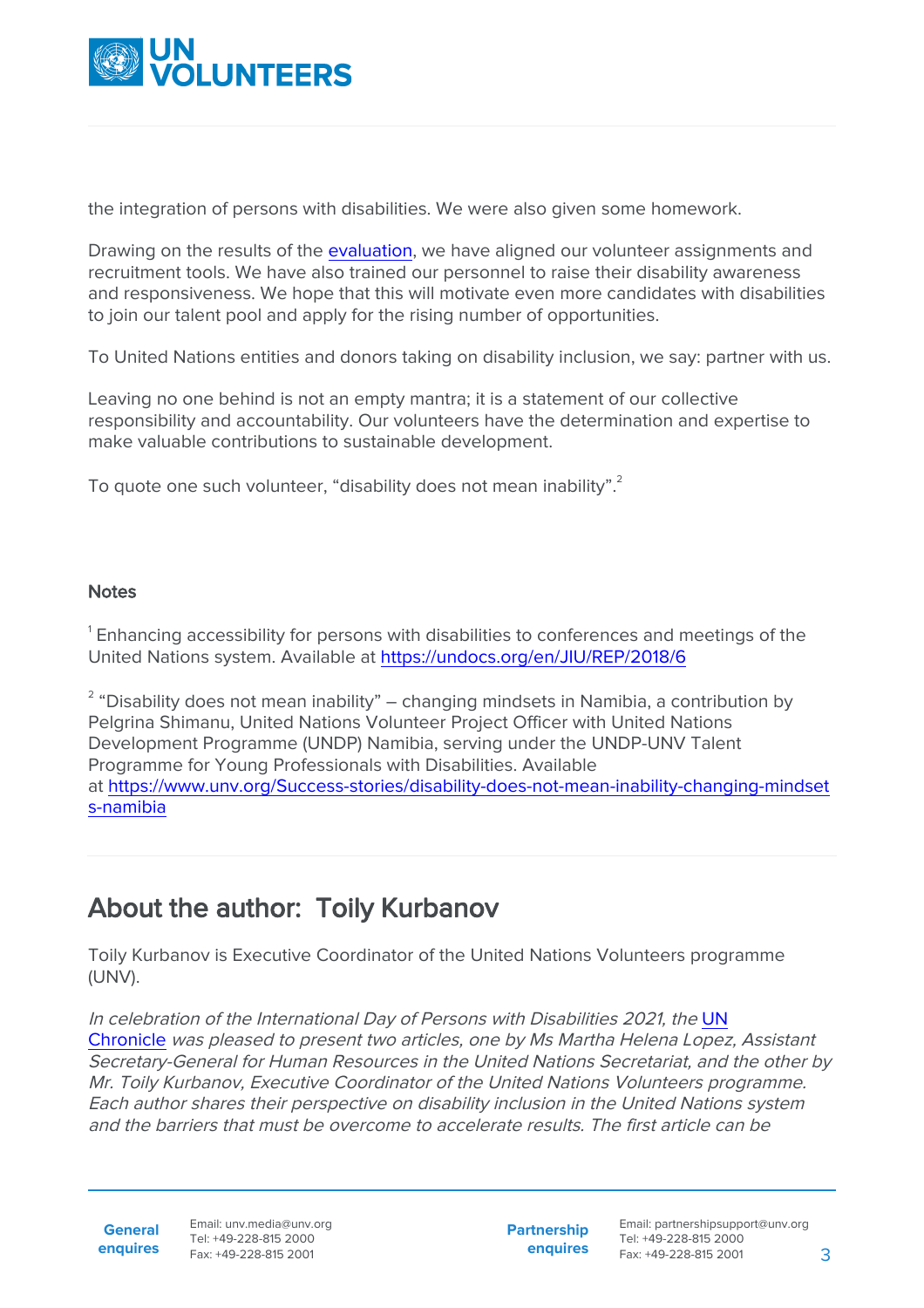the integration of persons with disabilities. We were also given some homework.

Drawing on the results of the evaluation, we have aligned our volunteer assignments and recruitment tools. We have also trained our personnel to raise their disability awareness and responsiveness. We hope that this will motivate even more candidates with disabilities to join our talent pool and apply for the rising number of opportunities.

To United Nations entities and donors taking on disability inclusion, we say: partner with us.

Leaving no one behind is not an empty mantra; it is a statement of our collective responsibility and accountability. Our volunteers have the determination and expertise to make valuable contributions to sustainable development.

To quote one such volunteer, "disability does not mean inability".[2]

#### Notes

[1] Enhancing accessibility for persons with disabilities to conferences and meetings of the United Nations system. Available at https://undocs.org/en/JIU/REP/2018/6

[2] "Disability does not mean inability" – changing mindsets in Namibia, a contribution by Pelgrina Shimanu, United Nations Volunteer Project Officer with United Nations Development Programme (UNDP) Namibia, serving under the UNDP-UNV Talent Programme for Young Professionals with Disabilities. Available at https://www.unv.org/Success-stories/disability-does-not-mean-inability-changing-mindsets-namibia

## About the author: Toily Kurbanov

Toily Kurbanov is Executive Coordinator of the United Nations Volunteers programme (UNV).

*In celebration of the International Day of Persons with Disabilities 2021, the UN Chronicle was pleased to present two articles, one by Ms Martha Helena Lopez, Assistant Secretary-General for Human Resources in the United Nations Secretariat, and the other by Mr. Toily Kurbanov, Executive Coordinator of the United Nations Volunteers programme. Each author shares their perspective on disability inclusion in the United Nations system and the barriers that must be overcome to accelerate results. The first article can be*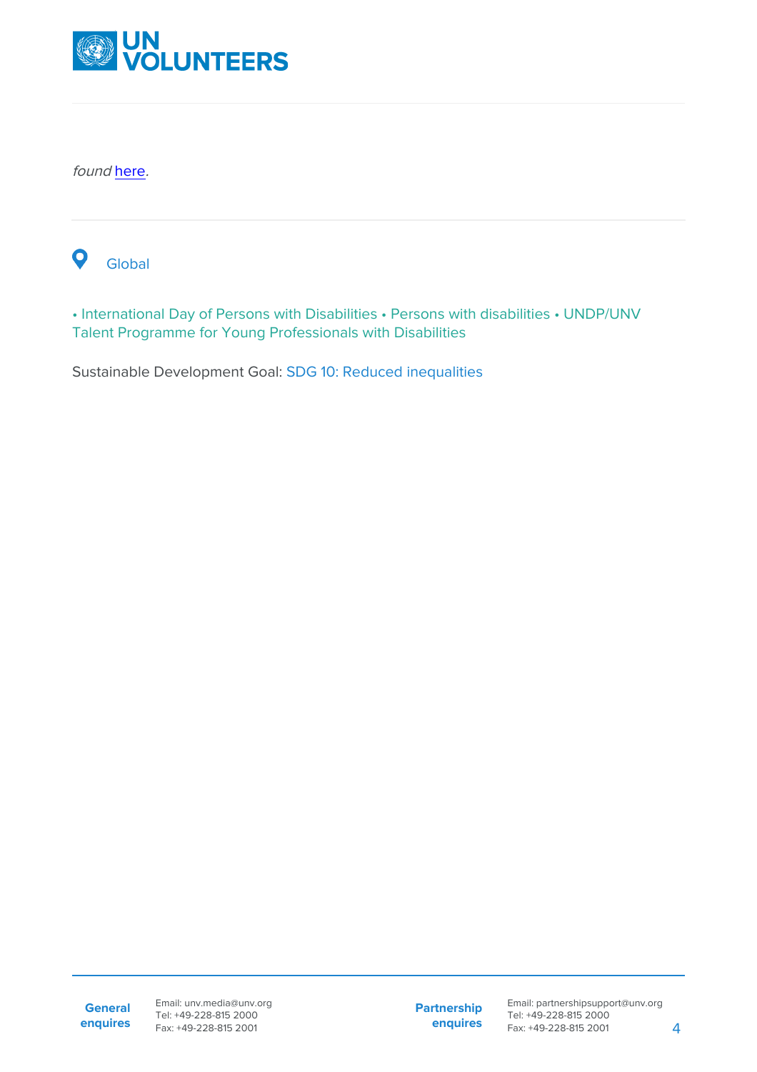*found* here.

Global

• International Day of Persons with Disabilities • Persons with disabilities • UNDP/UNV Talent Programme for Young Professionals with Disabilities

Sustainable Development Goal: SDG 10: Reduced inequalities